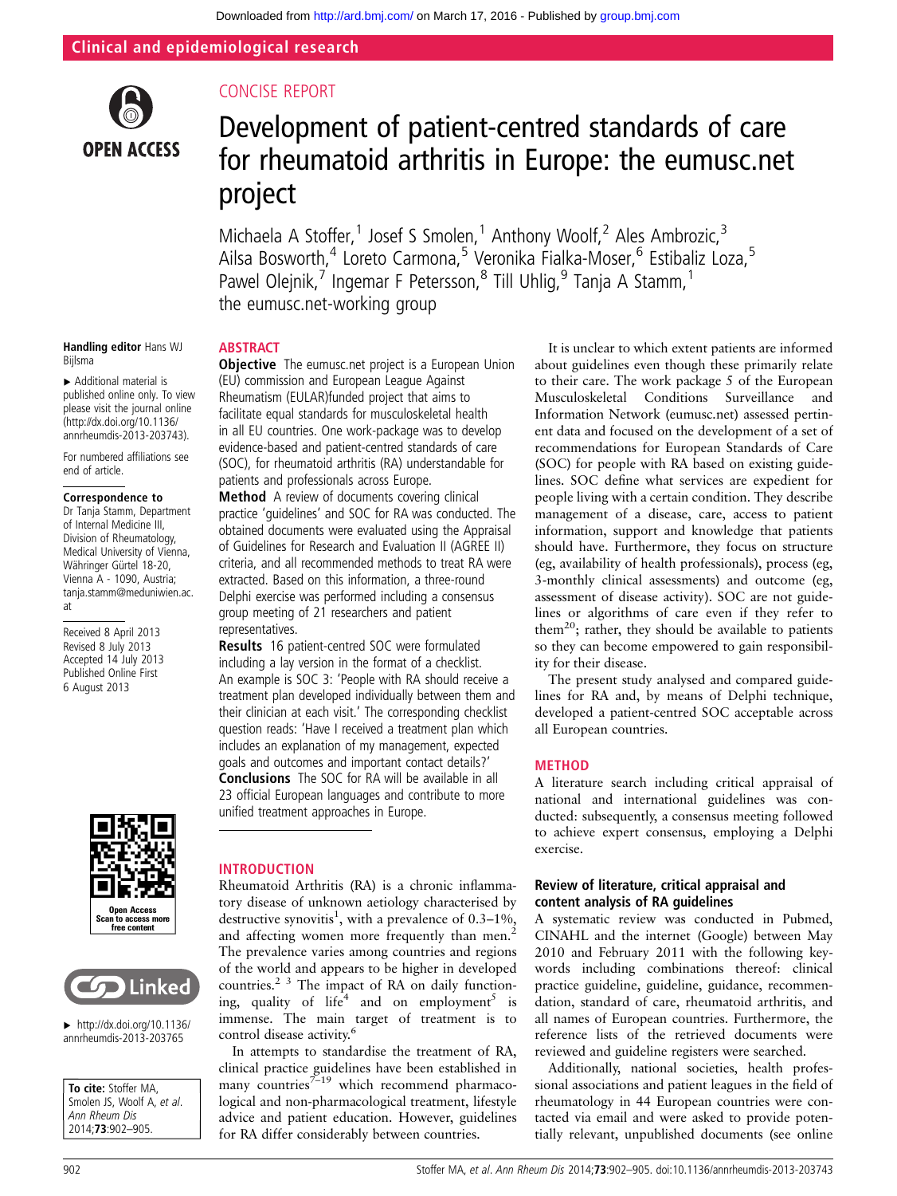Clinical and epidemiological research

CONCISE REPORT

# Development of patient-centred standards of care for rheumatoid arthritis in Europe: the eumusc.net project

Michaela A Stoffer,[1] Josef S Smolen,[1] Anthony Woolf,[2] Ales Ambrozic,[3] Ailsa Bosworth,[4] Loreto Carmona,[5] Veronika Fialka-Moser,[6] Estibaliz Loza,[5] Pawel Olejnik,[7] Ingemar F Petersson,[8] Till Uhlig,[9] Tanja A Stamm,[1] the eumusc.net-working group

Handling editor Hans WJ Bijlsma

▸ Additional material is published online only. To view please visit the journal online (http://dx.doi.org/10.1136/annrheumdis-2013-203743).

For numbered affiliations see end of article.

**Correspondence to** Dr Tanja Stamm, Department of Internal Medicine III, Division of Rheumatology, Medical University of Vienna, Währinger Gürtel 18-20, Vienna A - 1090, Austria; tanja.stamm@meduniwien.ac.at

Received 8 April 2013
Revised 8 July 2013
Accepted 14 July 2013
Published Online First 6 August 2013

▸ http://dx.doi.org/10.1136/annrheumdis-2013-203765

**To cite:** Stoffer MA, Smolen JS, Woolf A, *et al*. *Ann Rheum Dis* 2014;**73**:902–905.

## ABSTRACT

**Objective** The eumusc.net project is a European Union (EU) commission and European League Against Rheumatism (EULAR)funded project that aims to facilitate equal standards for musculoskeletal health in all EU countries. One work-package was to develop evidence-based and patient-centred standards of care (SOC), for rheumatoid arthritis (RA) understandable for patients and professionals across Europe.

**Method** A review of documents covering clinical practice 'guidelines' and SOC for RA was conducted. The obtained documents were evaluated using the Appraisal of Guidelines for Research and Evaluation II (AGREE II) criteria, and all recommended methods to treat RA were extracted. Based on this information, a three-round Delphi exercise was performed including a consensus group meeting of 21 researchers and patient representatives.

**Results** 16 patient-centred SOC were formulated including a lay version in the format of a checklist. An example is SOC 3: 'People with RA should receive a treatment plan developed individually between them and their clinician at each visit.' The corresponding checklist question reads: 'Have I received a treatment plan which includes an explanation of my management, expected goals and outcomes and important contact details?'

**Conclusions** The SOC for RA will be available in all 23 official European languages and contribute to more unified treatment approaches in Europe.

## INTRODUCTION

Rheumatoid Arthritis (RA) is a chronic inflammatory disease of unknown aetiology characterised by destructive synovitis[1], with a prevalence of 0.3–1%, and affecting women more frequently than men.[2] The prevalence varies among countries and regions of the world and appears to be higher in developed countries.[2 3] The impact of RA on daily functioning, quality of life[4] and on employment[5] is immense. The main target of treatment is to control disease activity.[6]

In attempts to standardise the treatment of RA, clinical practice guidelines have been established in many countries[7–19] which recommend pharmacological and non-pharmacological treatment, lifestyle advice and patient education. However, guidelines for RA differ considerably between countries.

It is unclear to which extent patients are informed about guidelines even though these primarily relate to their care. The work package 5 of the European Musculoskeletal Conditions Surveillance and Information Network (eumusc.net) assessed pertinent data and focused on the development of a set of recommendations for European Standards of Care (SOC) for people with RA based on existing guidelines. SOC define what services are expedient for people living with a certain condition. They describe management of a disease, care, access to patient information, support and knowledge that patients should have. Furthermore, they focus on structure (eg, availability of health professionals), process (eg, 3-monthly clinical assessments) and outcome (eg, assessment of disease activity). SOC are not guidelines or algorithms of care even if they refer to them[20]; rather, they should be available to patients so they can become empowered to gain responsibility for their disease.

The present study analysed and compared guidelines for RA and, by means of Delphi technique, developed a patient-centred SOC acceptable across all European countries.

## METHOD

A literature search including critical appraisal of national and international guidelines was conducted: subsequently, a consensus meeting followed to achieve expert consensus, employing a Delphi exercise.

### Review of literature, critical appraisal and content analysis of RA guidelines

A systematic review was conducted in Pubmed, CINAHL and the internet (Google) between May 2010 and February 2011 with the following keywords including combinations thereof: clinical practice guideline, guideline, guidance, recommendation, standard of care, rheumatoid arthritis, and all names of European countries. Furthermore, the reference lists of the retrieved documents were reviewed and guideline registers were searched.

Additionally, national societies, health professional associations and patient leagues in the field of rheumatology in 44 European countries were contacted via email and were asked to provide potentially relevant, unpublished documents (see online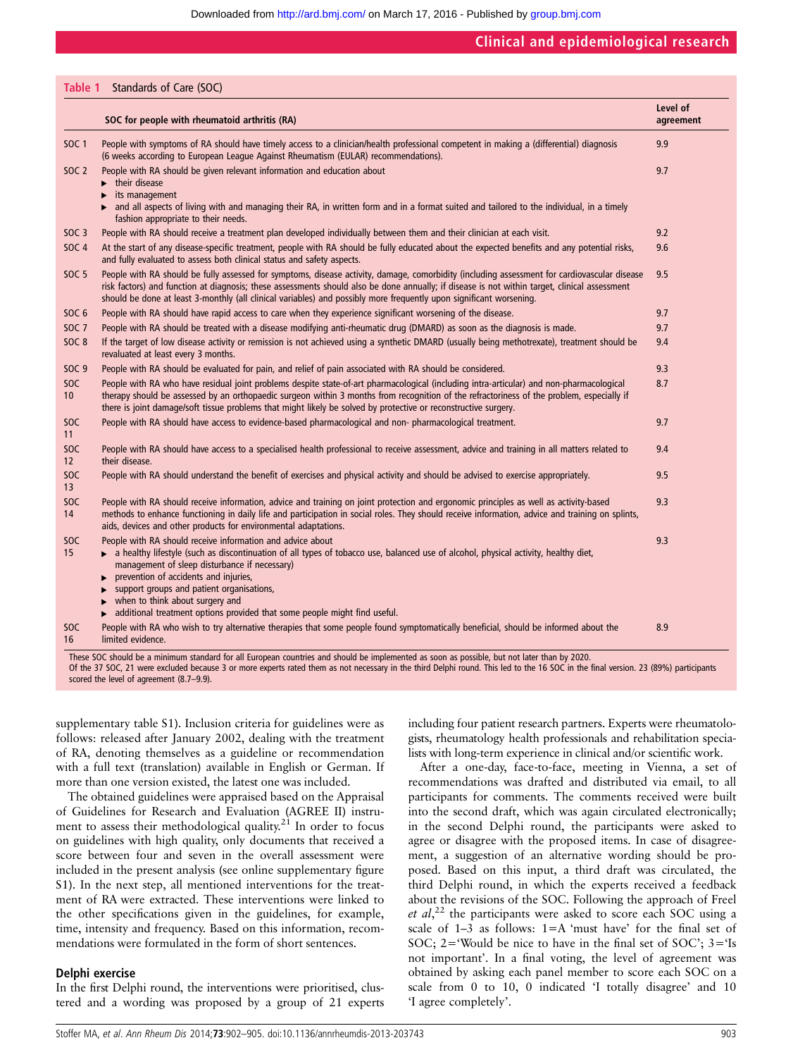**Table 1** Standards of Care (SOC)

| | SOC for people with rheumatoid arthritis (RA) | Level of agreement |
|---|---|---|
| SOC 1 | People with symptoms of RA should have timely access to a clinician/health professional competent in making a (differential) diagnosis (6 weeks according to European League Against Rheumatism (EULAR) recommendations). | 9.9 |
| SOC 2 | People with RA should be given relevant information and education about ▸ their disease ▸ its management ▸ and all aspects of living with and managing their RA, in written form and in a format suited and tailored to the individual, in a timely fashion appropriate to their needs. | 9.7 |
| SOC 3 | People with RA should receive a treatment plan developed individually between them and their clinician at each visit. | 9.2 |
| SOC 4 | At the start of any disease-specific treatment, people with RA should be fully educated about the expected benefits and any potential risks, and fully evaluated to assess both clinical status and safety aspects. | 9.6 |
| SOC 5 | People with RA should be fully assessed for symptoms, disease activity, damage, comorbidity (including assessment for cardiovascular disease risk factors) and function at diagnosis; these assessments should also be done annually; if disease is not within target, clinical assessment should be done at least 3-monthly (all clinical variables) and possibly more frequently upon significant worsening. | 9.5 |
| SOC 6 | People with RA should have rapid access to care when they experience significant worsening of the disease. | 9.7 |
| SOC 7 | People with RA should be treated with a disease modifying anti-rheumatic drug (DMARD) as soon as the diagnosis is made. | 9.7 |
| SOC 8 | If the target of low disease activity or remission is not achieved using a synthetic DMARD (usually being methotrexate), treatment should be revaluated at least every 3 months. | 9.4 |
| SOC 9 | People with RA should be evaluated for pain, and relief of pain associated with RA should be considered. | 9.3 |
| SOC 10 | People with RA who have residual joint problems despite state-of-art pharmacological (including intra-articular) and non-pharmacological therapy should be assessed by an orthopaedic surgeon within 3 months from recognition of the refractoriness of the problem, especially if there is joint damage/soft tissue problems that might likely be solved by protective or reconstructive surgery. | 8.7 |
| SOC 11 | People with RA should have access to evidence-based pharmacological and non- pharmacological treatment. | 9.7 |
| SOC 12 | People with RA should have access to a specialised health professional to receive assessment, advice and training in all matters related to their disease. | 9.4 |
| SOC 13 | People with RA should understand the benefit of exercises and physical activity and should be advised to exercise appropriately. | 9.5 |
| SOC 14 | People with RA should receive information, advice and training on joint protection and ergonomic principles as well as activity-based methods to enhance functioning in daily life and participation in social roles. They should receive information, advice and training on splints, aids, devices and other products for environmental adaptations. | 9.3 |
| SOC 15 | People with RA should receive information and advice about ▸ a healthy lifestyle (such as discontinuation of all types of tobacco use, balanced use of alcohol, physical activity, healthy diet, management of sleep disturbance if necessary) ▸ prevention of accidents and injuries, ▸ support groups and patient organisations, ▸ when to think about surgery and ▸ additional treatment options provided that some people might find useful. | 9.3 |
| SOC 16 | People with RA who wish to try alternative therapies that some people found symptomatically beneficial, should be informed about the limited evidence. | 8.9 |

These SOC should be a minimum standard for all European countries and should be implemented as soon as possible, but not later than by 2020.
Of the 37 SOC, 21 were excluded because 3 or more experts rated them as not necessary in the third Delphi round. This led to the 16 SOC in the final version. 23 (89%) participants scored the level of agreement (8.7–9.9).

supplementary table S1). Inclusion criteria for guidelines were as follows: released after January 2002, dealing with the treatment of RA, denoting themselves as a guideline or recommendation with a full text (translation) available in English or German. If more than one version existed, the latest one was included.

The obtained guidelines were appraised based on the Appraisal of Guidelines for Research and Evaluation (AGREE II) instrument to assess their methodological quality.[21] In order to focus on guidelines with high quality, only documents that received a score between four and seven in the overall assessment were included in the present analysis (see online supplementary figure S1). In the next step, all mentioned interventions for the treatment of RA were extracted. These interventions were linked to the other specifications given in the guidelines, for example, time, intensity and frequency. Based on this information, recommendations were formulated in the form of short sentences.

### Delphi exercise

In the first Delphi round, the interventions were prioritised, clustered and a wording was proposed by a group of 21 experts including four patient research partners. Experts were rheumatologists, rheumatology health professionals and rehabilitation specialists with long-term experience in clinical and/or scientific work.

After a one-day, face-to-face, meeting in Vienna, a set of recommendations was drafted and distributed via email, to all participants for comments. The comments received were built into the second draft, which was again circulated electronically; in the second Delphi round, the participants were asked to agree or disagree with the proposed items. In case of disagreement, a suggestion of an alternative wording should be proposed. Based on this input, a third draft was circulated, the third Delphi round, in which the experts received a feedback about the revisions of the SOC. Following the approach of Freel *et al*,[22] the participants were asked to score each SOC using a scale of 1–3 as follows: 1=A 'must have' for the final set of SOC; 2='Would be nice to have in the final set of SOC'; 3='Is not important'. In a final voting, the level of agreement was obtained by asking each panel member to score each SOC on a scale from 0 to 10, 0 indicated 'I totally disagree' and 10 'I agree completely'.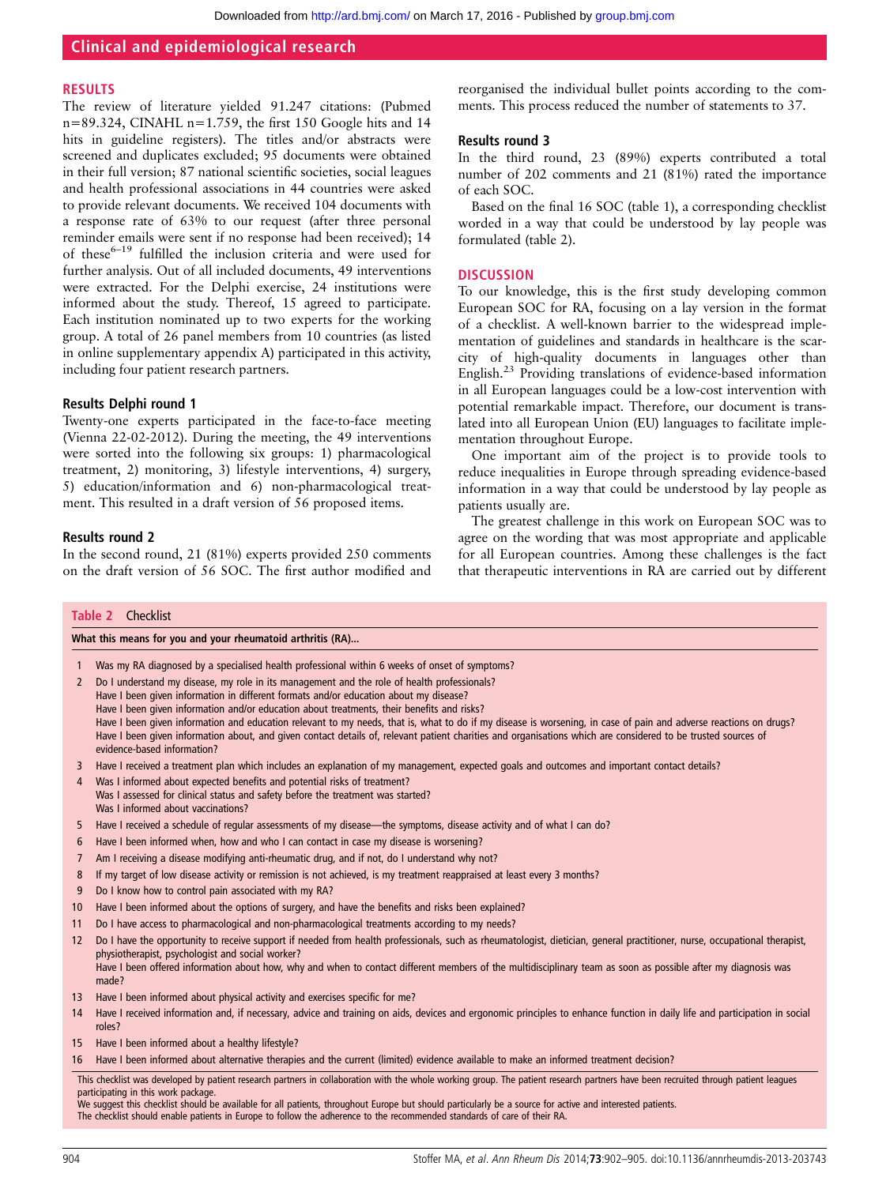## RESULTS

The review of literature yielded 91.247 citations: (Pubmed n=89.324, CINAHL n=1.759, the first 150 Google hits and 14 hits in guideline registers). The titles and/or abstracts were screened and duplicates excluded; 95 documents were obtained in their full version; 87 national scientific societies, social leagues and health professional associations in 44 countries were asked to provide relevant documents. We received 104 documents with a response rate of 63% to our request (after three personal reminder emails were sent if no response had been received); 14 of these[6–19] fulfilled the inclusion criteria and were used for further analysis. Out of all included documents, 49 interventions were extracted. For the Delphi exercise, 24 institutions were informed about the study. Thereof, 15 agreed to participate. Each institution nominated up to two experts for the working group. A total of 26 panel members from 10 countries (as listed in online supplementary appendix A) participated in this activity, including four patient research partners.

### Results Delphi round 1

Twenty-one experts participated in the face-to-face meeting (Vienna 22-02-2012). During the meeting, the 49 interventions were sorted into the following six groups: 1) pharmacological treatment, 2) monitoring, 3) lifestyle interventions, 4) surgery, 5) education/information and 6) non-pharmacological treatment. This resulted in a draft version of 56 proposed items.

### Results round 2

In the second round, 21 (81%) experts provided 250 comments on the draft version of 56 SOC. The first author modified and reorganised the individual bullet points according to the comments. This process reduced the number of statements to 37.

### Results round 3

In the third round, 23 (89%) experts contributed a total number of 202 comments and 21 (81%) rated the importance of each SOC.

Based on the final 16 SOC (table 1), a corresponding checklist worded in a way that could be understood by lay people was formulated (table 2).

## DISCUSSION

To our knowledge, this is the first study developing common European SOC for RA, focusing on a lay version in the format of a checklist. A well-known barrier to the widespread implementation of guidelines and standards in healthcare is the scarcity of high-quality documents in languages other than English.[23] Providing translations of evidence-based information in all European languages could be a low-cost intervention with potential remarkable impact. Therefore, our document is translated into all European Union (EU) languages to facilitate implementation throughout Europe.

One important aim of the project is to provide tools to reduce inequalities in Europe through spreading evidence-based information in a way that could be understood by lay people as patients usually are.

The greatest challenge in this work on European SOC was to agree on the wording that was most appropriate and applicable for all European countries. Among these challenges is the fact that therapeutic interventions in RA are carried out by different

**Table 2** Checklist

| | What this means for you and your rheumatoid arthritis (RA)... |
|---|---|
| 1 | Was my RA diagnosed by a specialised health professional within 6 weeks of onset of symptoms? |
| 2 | Do I understand my disease, my role in its management and the role of health professionals?<br>Have I been given information in different formats and/or education about my disease?<br>Have I been given information and/or education about treatments, their benefits and risks?<br>Have I been given information and education relevant to my needs, that is, what to do if my disease is worsening, in case of pain and adverse reactions on drugs?<br>Have I been given information about, and given contact details of, relevant patient charities and organisations which are considered to be trusted sources of evidence-based information? |
| 3 | Have I received a treatment plan which includes an explanation of my management, expected goals and outcomes and important contact details? |
| 4 | Was I informed about expected benefits and potential risks of treatment?<br>Was I assessed for clinical status and safety before the treatment was started?<br>Was I informed about vaccinations? |
| 5 | Have I received a schedule of regular assessments of my disease—the symptoms, disease activity and of what I can do? |
| 6 | Have I been informed when, how and who I can contact in case my disease is worsening? |
| 7 | Am I receiving a disease modifying anti-rheumatic drug, and if not, do I understand why not? |
| 8 | If my target of low disease activity or remission is not achieved, is my treatment reappraised at least every 3 months? |
| 9 | Do I know how to control pain associated with my RA? |
| 10 | Have I been informed about the options of surgery, and have the benefits and risks been explained? |
| 11 | Do I have access to pharmacological and non-pharmacological treatments according to my needs? |
| 12 | Do I have the opportunity to receive support if needed from health professionals, such as rheumatologist, dietician, general practitioner, nurse, occupational therapist, physiotherapist, psychologist and social worker?<br>Have I been offered information about how, why and when to contact different members of the multidisciplinary team as soon as possible after my diagnosis was made? |
| 13 | Have I been informed about physical activity and exercises specific for me? |
| 14 | Have I received information and, if necessary, advice and training on aids, devices and ergonomic principles to enhance function in daily life and participation in social roles? |
| 15 | Have I been informed about a healthy lifestyle? |
| 16 | Have I been informed about alternative therapies and the current (limited) evidence available to make an informed treatment decision? |

This checklist was developed by patient research partners in collaboration with the whole working group. The patient research partners have been recruited through patient leagues participating in this work package.
We suggest this checklist should be available for all patients, throughout Europe but should particularly be a source for active and interested patients.
The checklist should enable patients in Europe to follow the adherence to the recommended standards of care of their RA.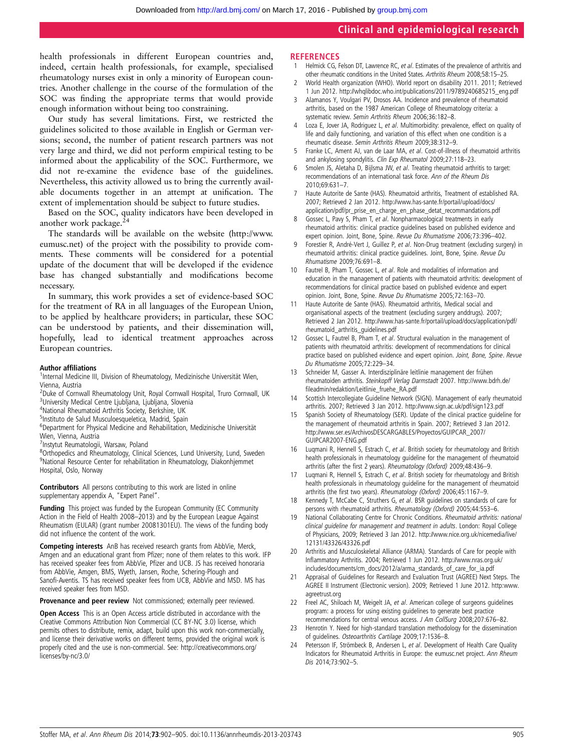health professionals in different European countries and, indeed, certain health professionals, for example, specialised rheumatology nurses exist in only a minority of European countries. Another challenge in the course of the formulation of the SOC was finding the appropriate terms that would provide enough information without being too constraining.

Our study has several limitations. First, we restricted the guidelines solicited to those available in English or German versions; second, the number of patient research partners was not very large and third, we did not perform empirical testing to be informed about the applicability of the SOC. Furthermore, we did not re-examine the evidence base of the guidelines. Nevertheless, this activity allowed us to bring the currently available documents together in an attempt at unification. The extent of implementation should be subject to future studies.

Based on the SOC, quality indicators have been developed in another work package.[24]

The standards will be available on the website (http://www.eumusc.net) of the project with the possibility to provide comments. These comments will be considered for a potential update of the document that will be developed if the evidence base has changed substantially and modifications become necessary.

In summary, this work provides a set of evidence-based SOC for the treatment of RA in all languages of the European Union, to be applied by healthcare providers; in particular, these SOC can be understood by patients, and their dissemination will, hopefully, lead to identical treatment approaches across European countries.

**Author affiliations**
[1]Internal Medicine III, Division of Rheumatology, Medizinische Universität Wien, Vienna, Austria
[2]Duke of Cornwall Rheumatology Unit, Royal Cornwall Hospital, Truro Cornwall, UK
[3]University Medical Centre Ljubljana, Ljubljana, Slovenia
[4]National Rheumatoid Arthritis Society, Berkshire, UK
[5]Instituto de Salud Musculoesqueletica, Madrid, Spain
[6]Department for Physical Medicine and Rehabilitation, Medizinische Universität Wien, Vienna, Austria
[7]Instytut Reumatologii, Warsaw, Poland
[8]Orthopedics and Rheumatology, Clinical Sciences, Lund University, Lund, Sweden
[9]National Resource Center for rehabilitation in Rheumatology, Diakonhjemmet Hospital, Oslo, Norway

**Contributors** All persons contributing to this work are listed in online supplementary appendix A, "Expert Panel".

**Funding** This project was funded by the European Community (EC Community Action in the Field of Health 2008–2013) and by the European League Against Rheumatism (EULAR) (grant number 20081301EU). The views of the funding body did not influence the content of the work.

**Competing interests** AnB has received research grants from AbbVie, Merck, Amgen and an educational grant from Pfizer; none of them relates to this work. IFP has received speaker fees from AbbVie, Pfizer and UCB. JS has received honoraria from AbbVie, Amgen, BMS, Wyeth, Jansen, Roche, Schering-Plough and Sanofi-Aventis. TS has received speaker fees from UCB, AbbVie and MSD. MS has received speaker fees from MSD.

**Provenance and peer review** Not commissioned; externally peer reviewed.

**Open Access** This is an Open Access article distributed in accordance with the Creative Commons Attribution Non Commercial (CC BY-NC 3.0) license, which permits others to distribute, remix, adapt, build upon this work non-commercially, and license their derivative works on different terms, provided the original work is properly cited and the use is non-commercial. See: http://creativecommons.org/licenses/by-nc/3.0/

## REFERENCES

1. Helmick CG, Felson DT, Lawrence RC, *et al*. Estimates of the prevalence of arthritis and other rheumatic conditions in the United States. *Arthritis Rheum* 2008;58:15–25.
2. World Health organization (WHO). World report on disability 2011. 2011; Retrieved 1 Jun 2012. http://whqlibdoc.who.int/publications/2011/9789240685215_eng.pdf
3. Alamanos Y, Voulgari PV, Drosos AA. Incidence and prevalence of rheumatoid arthritis, based on the 1987 American College of Rheumatology criteria: a systematic review. *Semin Arthritis Rheum* 2006;36:182–8.
4. Loza E, Jover JA, Rodriguez L, *et al*. Multimorbidity: prevalence, effect on quality of life and daily functioning, and variation of this effect when one condition is a rheumatic disease. *Semin Arthritis Rheum* 2009;38:312–9.
5. Franke LC, Ament AJ, van de Laar MA, *et al*. Cost-of-illness of rheumatoid arthritis and ankylosing spondylitis. *Clin Exp Rheumatol* 2009;27:118–23.
6. Smolen JS, Aletaha D, Bijlsma JW, *et al*. Treating rheumatoid arthritis to target: recommendations of an international task force. *Ann of the Rheum Dis* 2010;69:631–7.
7. Haute Autorite de Sante (HAS). Rheumatoid arthritis, Treatment of established RA. 2007; Retrieved 2 Jan 2012. http://www.has-sante.fr/portail/upload/docs/application/pdf/pr_prise_en_charge_en_phase_detat_recommandations.pdf
8. Gossec L, Pavy S, Pham T, *et al*. Nonpharmacological treatments in early rheumatoid arthritis: clinical practice guidelines based on published evidence and expert opinion. Joint, Bone, Spine. *Revue Du Rhumatisme* 2006;73:396–402.
9. Forestier R, André-Vert J, Guillez P, *et al*. Non-Drug treatment (excluding surgery) in rheumatoid arthritis: clinical practice guidelines. Joint, Bone, Spine. *Revue Du Rhumatisme* 2009;76:691–8.
10. Fautrel B, Pham T, Gossec L, *et al*. Role and modalities of information and education in the management of patients with rheumatoid arthritis: development of recommendations for clinical practice based on published evidence and expert opinion. Joint, Bone, Spine. *Revue Du Rhumatisme* 2005;72:163–70.
11. Haute Autorite de Sante (HAS). Rheumatoid arthritis, Medical social and organisational aspects of the treatment (excluding surgery anddrugs). 2007; Retrieved 2 Jan 2012. http://www.has-sante.fr/portail/upload/docs/application/pdf/rheumatoid_arthritis_guidelines.pdf
12. Gossec L, Fautrel B, Pham T, *et al*. Structural evaluation in the management of patients with rheumatoid arthritis: development of recommendations for clinical practice based on published evidence and expert opinion. *Joint, Bone, Spine. Revue Du Rhumatisme* 2005;72:229–34.
13. Schneider M, Gasser A. Interdisziplinäre leitlinie management der frühen rheumatoiden arthritis. *Steinkopff Verlag Darmstadt* 2007. http://www.bdrh.de/fileadmin/redaktion/Leitlinie_fruehe_RA.pdf
14. Scottish Intercollegiate Guideline Network (SIGN). Management of early rheumatoid arthritis. 2007; Retrieved 3 Jan 2012. http://www.sign.ac.uk/pdf/sign123.pdf
15. Spanish Society of Rheumatology (SER). Update of the clinical practice guideline for the management of rheumatoid arthritis in Spain. 2007; Retrieved 3 Jan 2012. http://www.ser.es/ArchivosDESCARGABLES/Proyectos/GUIPCAR_2007/GUIPCAR2007-ENG.pdf
16. Luqmani R, Hennell S, Estrach C, *et al*. British society for rheumatology and British health professionals in rheumatology guideline for the management of rheumatoid arthritis (after the first 2 years). *Rheumatology (Oxford)* 2009;48:436–9.
17. Luqmani R, Hennell S, Estrach C, *et al*. British society for rheumatology and British health professionals in rheumatology guideline for the management of rheumatoid arthritis (the first two years). *Rheumatology (Oxford)* 2006;45:1167–9.
18. Kennedy T, McCabe C, Struthers G, *et al*. BSR guidelines on standards of care for persons with rheumatoid arthritis. *Rheumatology (Oxford)* 2005;44:553–6.
19. National Collaborating Centre for Chronic Conditions. *Rheumatoid arthritis: national clinical guideline for management and treatment in adults*. London: Royal College of Physicians, 2009; Retrieved 3 Jan 2012. http://www.nice.org.uk/nicemedia/live/12131/43326/43326.pdf
20. Arthritis and Musculoskeletal Alliance (ARMA). Standards of Care for people with Inflammatory Arthritis. 2004; Retrieved 1 Jun 2012. http://www.nras.org.uk/includes/documents/cm_docs/2012/a/arma_standards_of_care_for_ia.pdf
21. Appraisal of Guidelines for Research and Evaluation Trust (AGREE) Next Steps. The AGREE II Instrument (Electronic version). 2009; Retrieved 1 June 2012. http:www.agreetrust.org
22. Freel AC, Shiloach M, Weigelt JA, *et al*. American college of surgeons guidelines program: a process for using existing guidelines to generate best practice recommendations for central venous access. *J Am CollSurg* 2008;207:676–82.
23. Henrotin Y. Need for high-standard translation methodology for the dissemination of guidelines. *Osteoarthritis Cartilage* 2009;17:1536–8.
24. Petersson IF, Strömbeck B, Andersen L, *et al*. Development of Health Care Quality Indicators for Rheumatoid Arthritis in Europe: the eumusc.net project. *Ann Rheum Dis* 2014;73:902–5.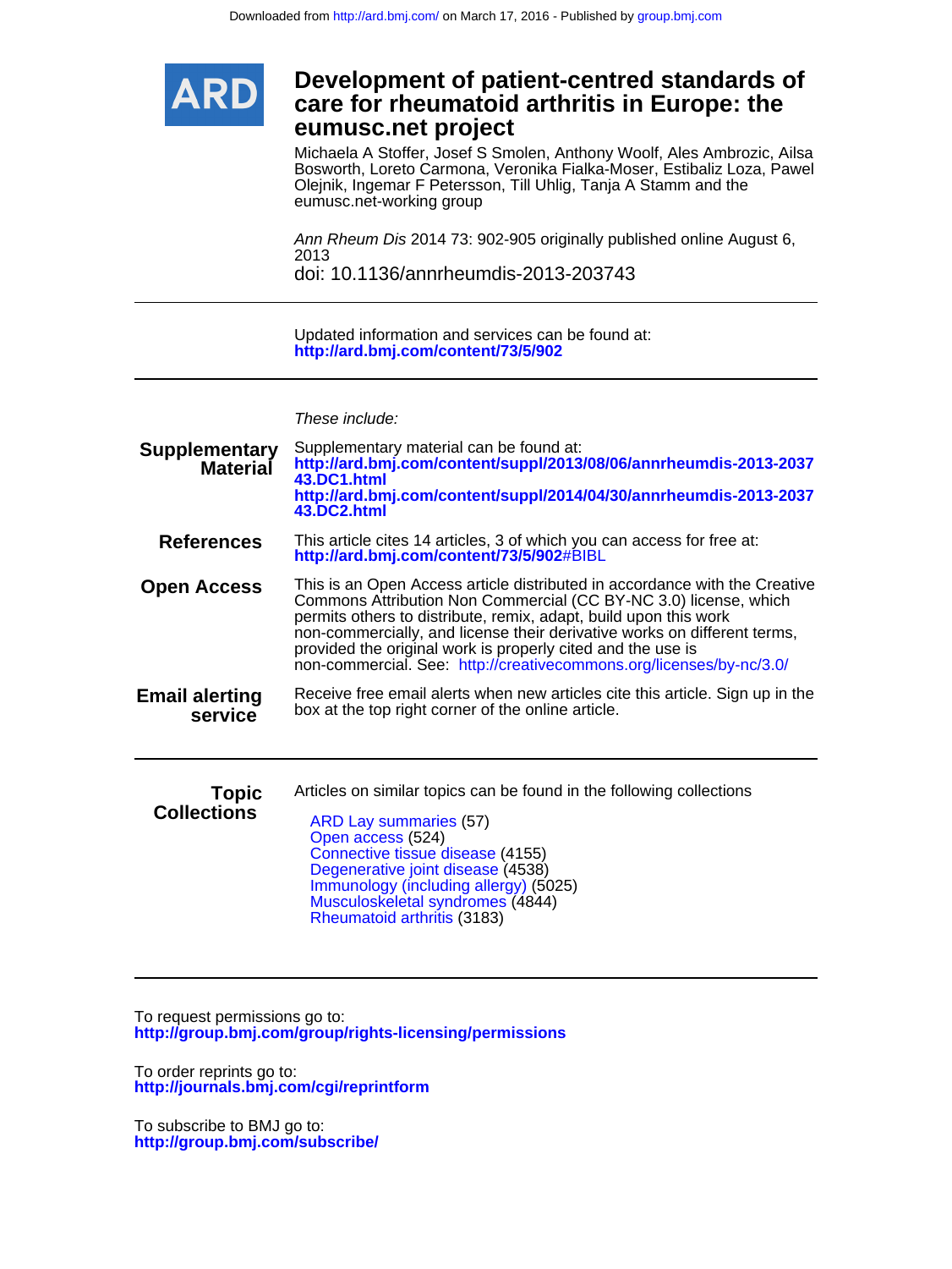Downloaded from http://ard.bmj.com/ on March 17, 2016 - Published by group.bmj.com

ARD

# Development of patient-centred standards of care for rheumatoid arthritis in Europe: the eumusc.net project

Michaela A Stoffer, Josef S Smolen, Anthony Woolf, Ales Ambrozic, Ailsa Bosworth, Loreto Carmona, Veronika Fialka-Moser, Estibaliz Loza, Pawel Olejnik, Ingemar F Petersson, Till Uhlig, Tanja A Stamm and the eumusc.net-working group

*Ann Rheum Dis* 2014 73: 902-905 originally published online August 6, 2013

doi: 10.1136/annrheumdis-2013-203743

Updated information and services can be found at:
**http://ard.bmj.com/content/73/5/902**

*These include:*

**Supplementary Material**
Supplementary material can be found at:
**http://ard.bmj.com/content/suppl/2013/08/06/annrheumdis-2013-203743.DC1.html**
**http://ard.bmj.com/content/suppl/2014/04/30/annrheumdis-2013-203743.DC2.html**

**References**
This article cites 14 articles, 3 of which you can access for free at:
**http://ard.bmj.com/content/73/5/902**#BIBL

**Open Access**
This is an Open Access article distributed in accordance with the Creative Commons Attribution Non Commercial (CC BY-NC 3.0) license, which permits others to distribute, remix, adapt, build upon this work non-commercially, and license their derivative works on different terms, provided the original work is properly cited and the use is non-commercial. See: http://creativecommons.org/licenses/by-nc/3.0/

**Email alerting service**
Receive free email alerts when new articles cite this article. Sign up in the box at the top right corner of the online article.

**Topic Collections**
Articles on similar topics can be found in the following collections

- ARD Lay summaries (57)
- Open access (524)
- Connective tissue disease (4155)
- Degenerative joint disease (4538)
- Immunology (including allergy) (5025)
- Musculoskeletal syndromes (4844)
- Rheumatoid arthritis (3183)

To request permissions go to:
**http://group.bmj.com/group/rights-licensing/permissions**

To order reprints go to:
**http://journals.bmj.com/cgi/reprintform**

To subscribe to BMJ go to:
**http://group.bmj.com/subscribe/**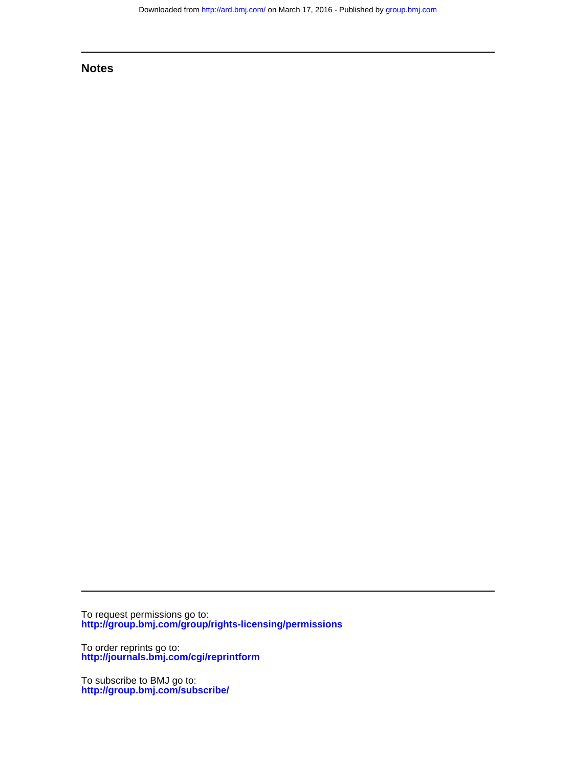## Notes

To request permissions go to:
**http://group.bmj.com/group/rights-licensing/permissions**

To order reprints go to:
**http://journals.bmj.com/cgi/reprintform**

To subscribe to BMJ go to:
**http://group.bmj.com/subscribe/**